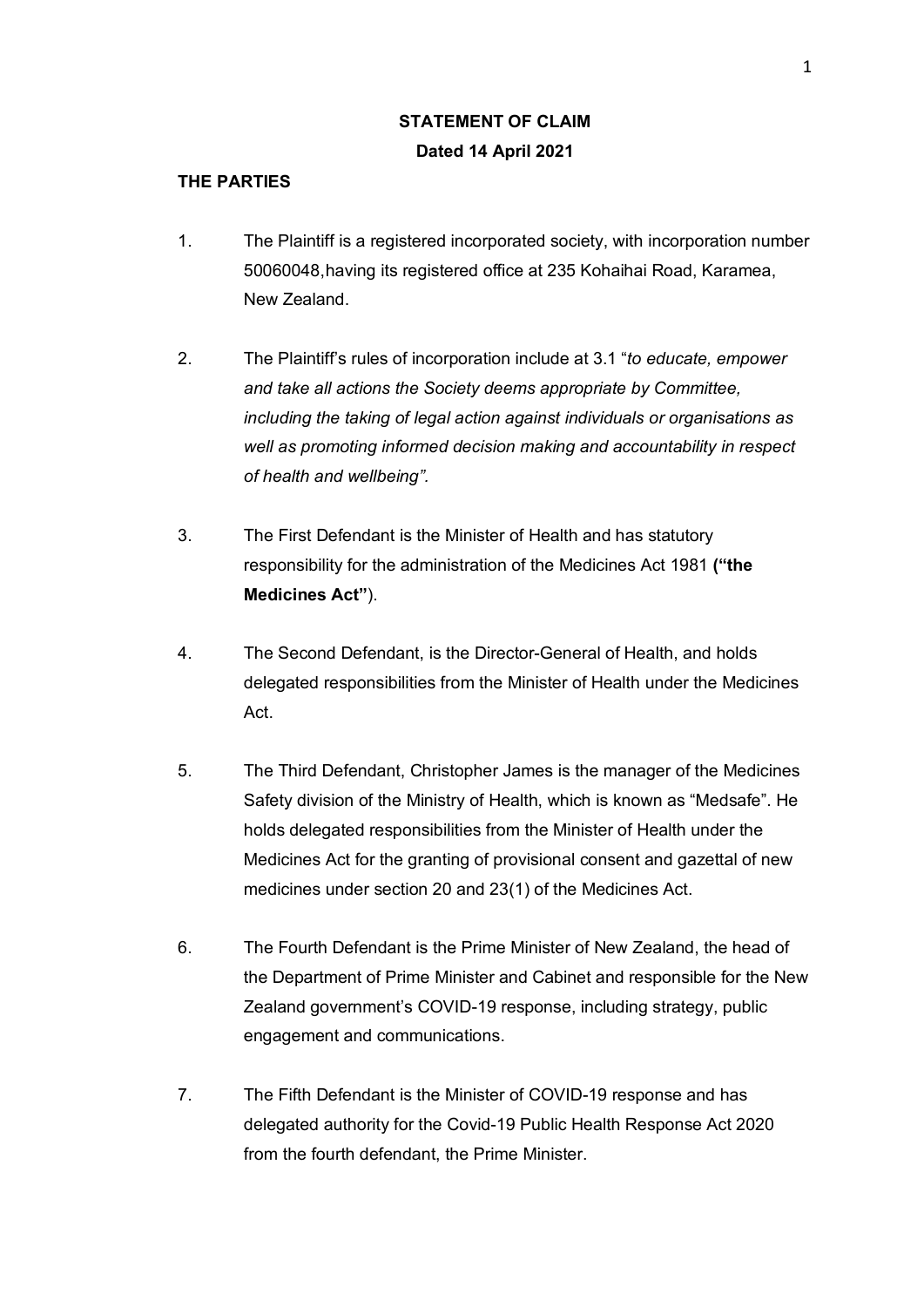**STATEMENT OF CLAIM**

**Dated 14 April 2021**

**THE PARTIES**

1. The Plaintiff is a registered incorporated society, with incorporation number 50060048, having its registered office at 235 Kohaihai Road, Karamea, New Zealand.

2. The Plaintiff's rules of incorporation include at 3.1 "*to educate, empower and take all actions the Society deems appropriate by Committee, including the taking of legal action against individuals or organisations as well as promoting informed decision making and accountability in respect of health and wellbeing".*

3. The First Defendant is the Minister of Health and has statutory responsibility for the administration of the Medicines Act 1981 **("the Medicines Act"**).

4. The Second Defendant, is the Director-General of Health, and holds delegated responsibilities from the Minister of Health under the Medicines Act.

5. The Third Defendant, Christopher James is the manager of the Medicines Safety division of the Ministry of Health, which is known as "Medsafe". He holds delegated responsibilities from the Minister of Health under the Medicines Act for the granting of provisional consent and gazettal of new medicines under section 20 and 23(1) of the Medicines Act.

6. The Fourth Defendant is the Prime Minister of New Zealand, the head of the Department of Prime Minister and Cabinet and responsible for the New Zealand government's COVID-19 response, including strategy, public engagement and communications.

7. The Fifth Defendant is the Minister of COVID-19 response and has delegated authority for the Covid-19 Public Health Response Act 2020 from the fourth defendant, the Prime Minister.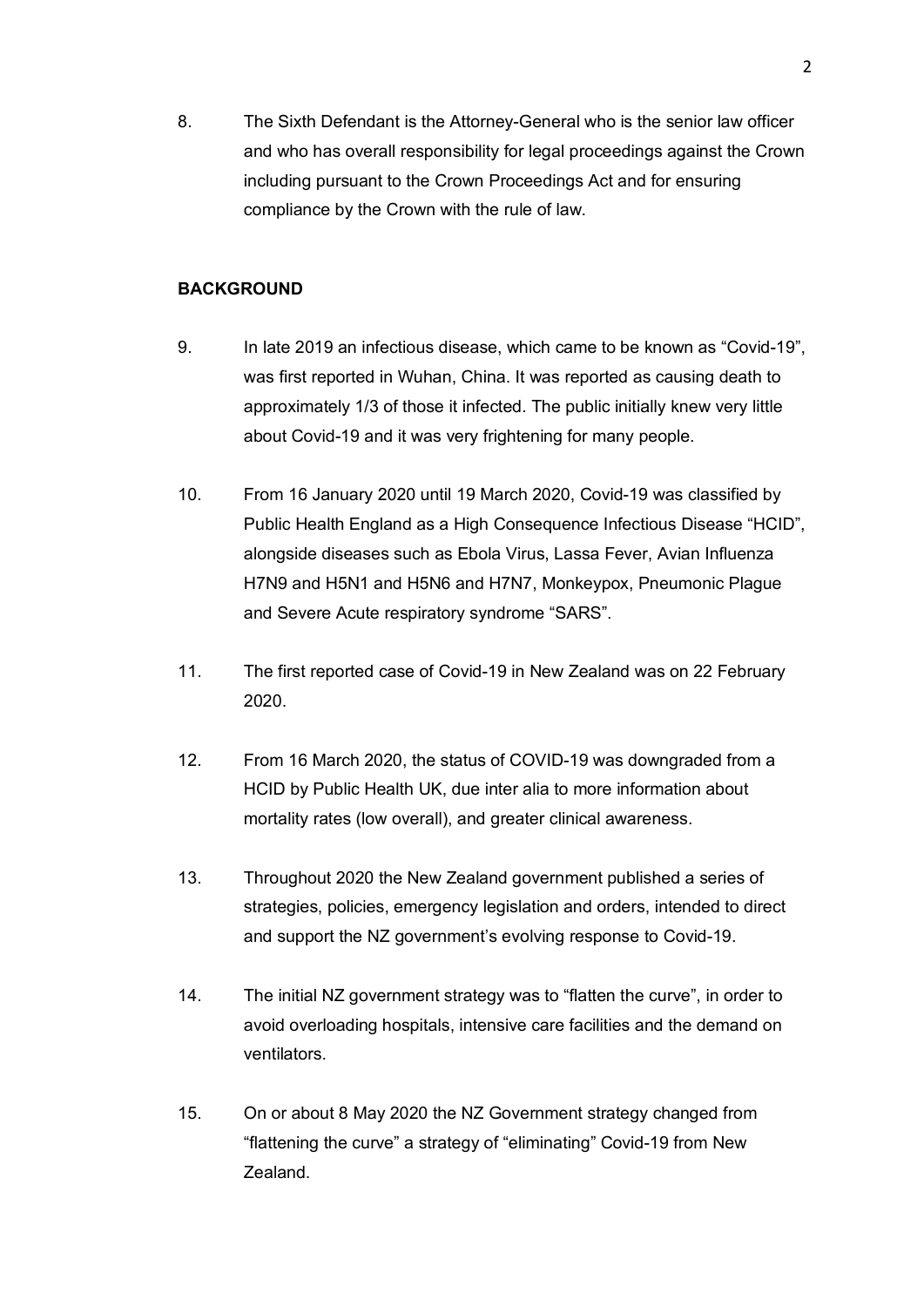8. The Sixth Defendant is the Attorney-General who is the senior law officer and who has overall responsibility for legal proceedings against the Crown including pursuant to the Crown Proceedings Act and for ensuring compliance by the Crown with the rule of law.

**BACKGROUND**

9. In late 2019 an infectious disease, which came to be known as “Covid-19”, was first reported in Wuhan, China. It was reported as causing death to approximately 1/3 of those it infected. The public initially knew very little about Covid-19 and it was very frightening for many people.

10. From 16 January 2020 until 19 March 2020, Covid-19 was classified by Public Health England as a High Consequence Infectious Disease “HCID”, alongside diseases such as Ebola Virus, Lassa Fever, Avian Influenza H7N9 and H5N1 and H5N6 and H7N7, Monkeypox, Pneumonic Plague and Severe Acute respiratory syndrome “SARS”.

11. The first reported case of Covid-19 in New Zealand was on 22 February 2020.

12. From 16 March 2020, the status of COVID-19 was downgraded from a HCID by Public Health UK, due inter alia to more information about mortality rates (low overall), and greater clinical awareness.

13. Throughout 2020 the New Zealand government published a series of strategies, policies, emergency legislation and orders, intended to direct and support the NZ government’s evolving response to Covid-19.

14. The initial NZ government strategy was to “flatten the curve”, in order to avoid overloading hospitals, intensive care facilities and the demand on ventilators.

15. On or about 8 May 2020 the NZ Government strategy changed from “flattening the curve” a strategy of “eliminating” Covid-19 from New Zealand.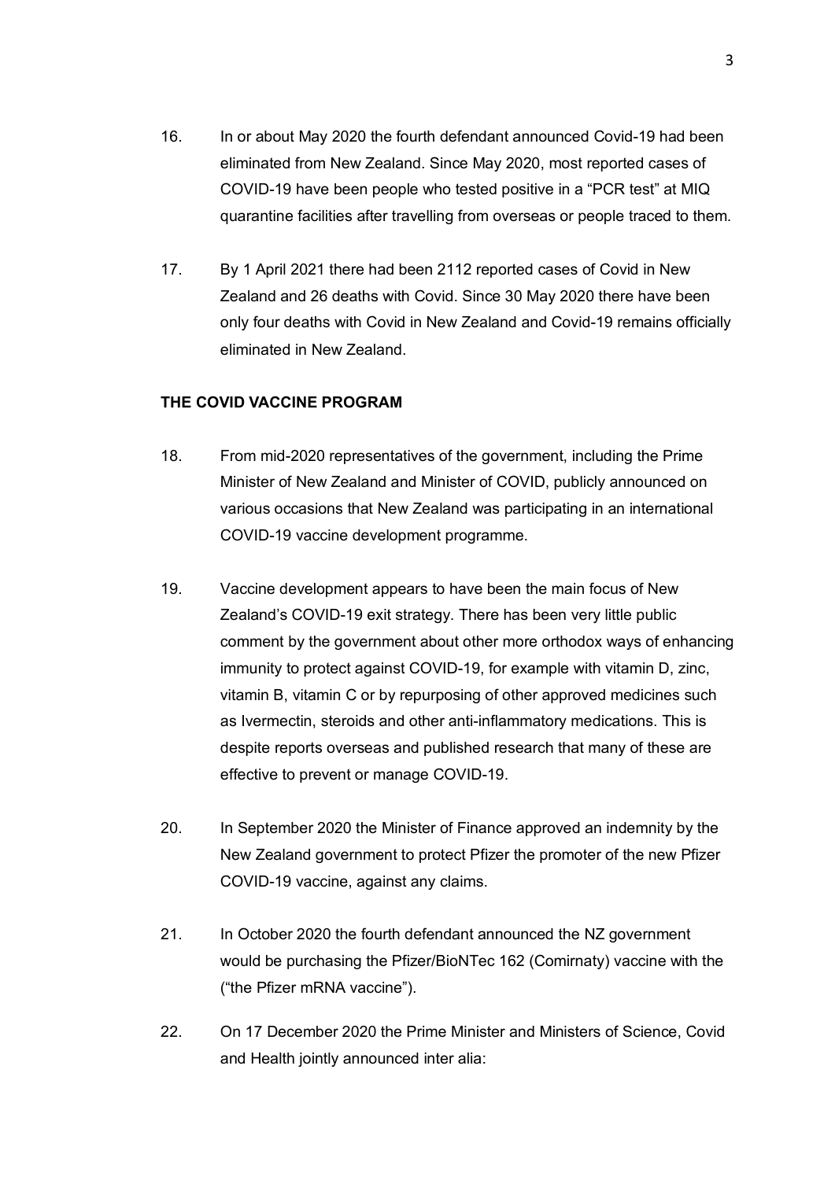16. In or about May 2020 the fourth defendant announced Covid-19 had been eliminated from New Zealand. Since May 2020, most reported cases of COVID-19 have been people who tested positive in a "PCR test" at MIQ quarantine facilities after travelling from overseas or people traced to them.

17. By 1 April 2021 there had been 2112 reported cases of Covid in New Zealand and 26 deaths with Covid. Since 30 May 2020 there have been only four deaths with Covid in New Zealand and Covid-19 remains officially eliminated in New Zealand.

**THE COVID VACCINE PROGRAM**

18. From mid-2020 representatives of the government, including the Prime Minister of New Zealand and Minister of COVID, publicly announced on various occasions that New Zealand was participating in an international COVID-19 vaccine development programme.

19. Vaccine development appears to have been the main focus of New Zealand's COVID-19 exit strategy. There has been very little public comment by the government about other more orthodox ways of enhancing immunity to protect against COVID-19, for example with vitamin D, zinc, vitamin B, vitamin C or by repurposing of other approved medicines such as Ivermectin, steroids and other anti-inflammatory medications. This is despite reports overseas and published research that many of these are effective to prevent or manage COVID-19.

20. In September 2020 the Minister of Finance approved an indemnity by the New Zealand government to protect Pfizer the promoter of the new Pfizer COVID-19 vaccine, against any claims.

21. In October 2020 the fourth defendant announced the NZ government would be purchasing the Pfizer/BioNTec 162 (Comirnaty) vaccine with the ("the Pfizer mRNA vaccine").

22. On 17 December 2020 the Prime Minister and Ministers of Science, Covid and Health jointly announced inter alia: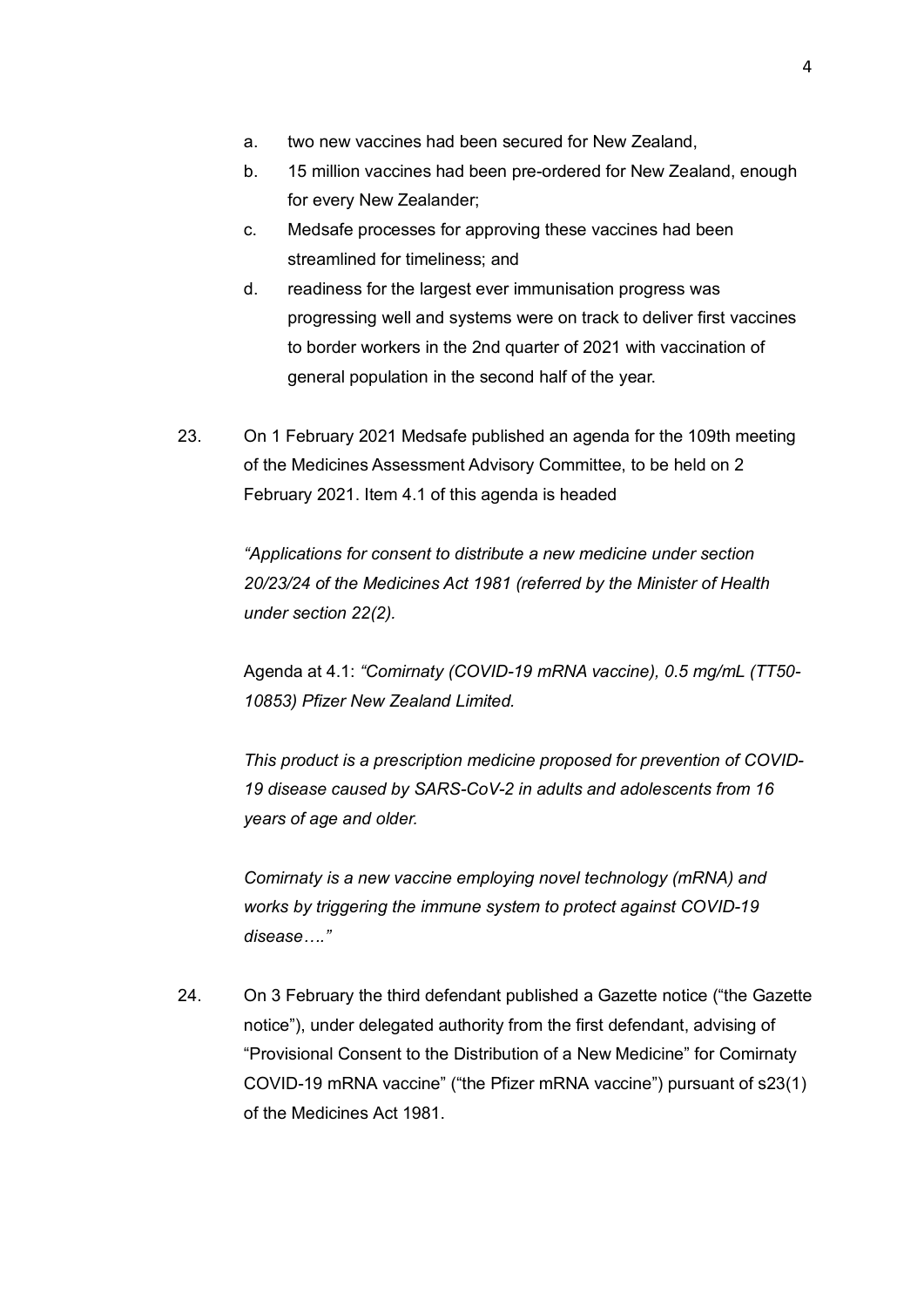a. two new vaccines had been secured for New Zealand,

b. 15 million vaccines had been pre-ordered for New Zealand, enough for every New Zealander;

c. Medsafe processes for approving these vaccines had been streamlined for timeliness; and

d. readiness for the largest ever immunisation progress was progressing well and systems were on track to deliver first vaccines to border workers in the 2nd quarter of 2021 with vaccination of general population in the second half of the year.

23. On 1 February 2021 Medsafe published an agenda for the 109th meeting of the Medicines Assessment Advisory Committee, to be held on 2 February 2021. Item 4.1 of this agenda is headed

> *"Applications for consent to distribute a new medicine under section 20/23/24 of the Medicines Act 1981 (referred by the Minister of Health under section 22(2).*
>
> Agenda at 4.1: *"Comirnaty (COVID-19 mRNA vaccine), 0.5 mg/mL (TT50-10853) Pfizer New Zealand Limited.*
>
> *This product is a prescription medicine proposed for prevention of COVID-19 disease caused by SARS-CoV-2 in adults and adolescents from 16 years of age and older.*
>
> *Comirnaty is a new vaccine employing novel technology (mRNA) and works by triggering the immune system to protect against COVID-19 disease…."*

24. On 3 February the third defendant published a Gazette notice ("the Gazette notice"), under delegated authority from the first defendant, advising of "Provisional Consent to the Distribution of a New Medicine" for Comirnaty COVID-19 mRNA vaccine" ("the Pfizer mRNA vaccine") pursuant of s23(1) of the Medicines Act 1981.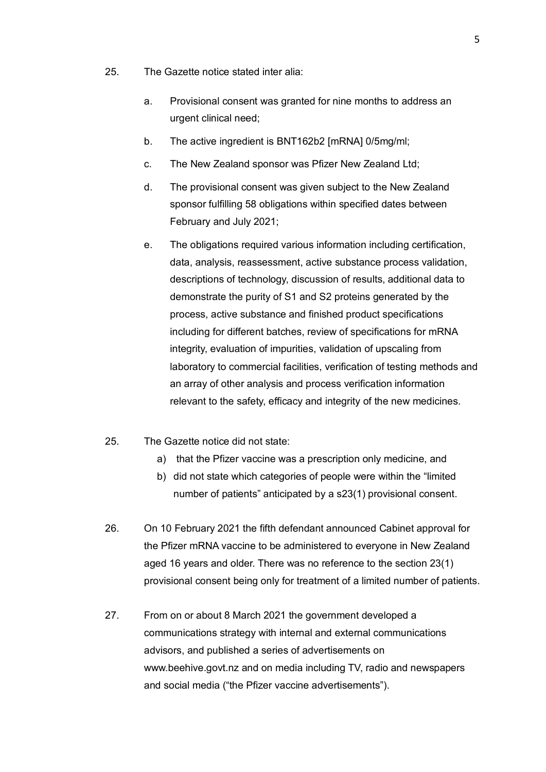25. The Gazette notice stated inter alia:

    a. Provisional consent was granted for nine months to address an urgent clinical need;

    b. The active ingredient is BNT162b2 [mRNA] 0/5mg/ml;

    c. The New Zealand sponsor was Pfizer New Zealand Ltd;

    d. The provisional consent was given subject to the New Zealand sponsor fulfilling 58 obligations within specified dates between February and July 2021;

    e. The obligations required various information including certification, data, analysis, reassessment, active substance process validation, descriptions of technology, discussion of results, additional data to demonstrate the purity of S1 and S2 proteins generated by the process, active substance and finished product specifications including for different batches, review of specifications for mRNA integrity, evaluation of impurities, validation of upscaling from laboratory to commercial facilities, verification of testing methods and an array of other analysis and process verification information relevant to the safety, efficacy and integrity of the new medicines.

25. The Gazette notice did not state:

    a) that the Pfizer vaccine was a prescription only medicine, and

    b) did not state which categories of people were within the "limited number of patients" anticipated by a s23(1) provisional consent.

26. On 10 February 2021 the fifth defendant announced Cabinet approval for the Pfizer mRNA vaccine to be administered to everyone in New Zealand aged 16 years and older. There was no reference to the section 23(1) provisional consent being only for treatment of a limited number of patients.

27. From on or about 8 March 2021 the government developed a communications strategy with internal and external communications advisors, and published a series of advertisements on www.beehive.govt.nz and on media including TV, radio and newspapers and social media ("the Pfizer vaccine advertisements").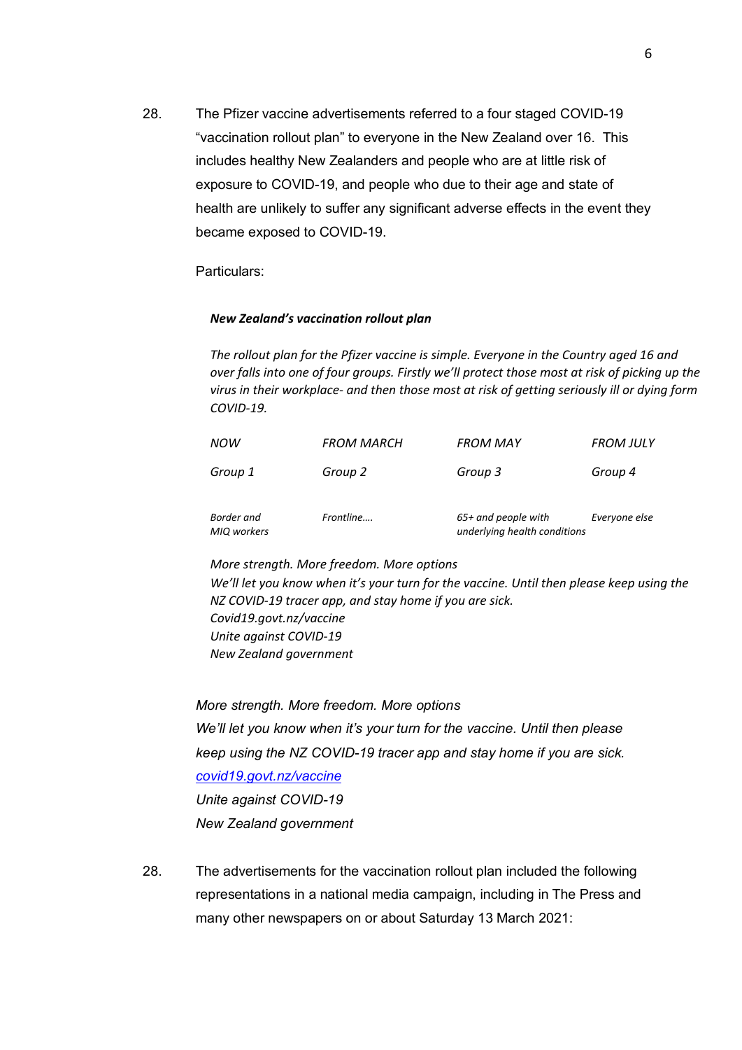28. The Pfizer vaccine advertisements referred to a four staged COVID-19 "vaccination rollout plan" to everyone in the New Zealand over 16. This includes healthy New Zealanders and people who are at little risk of exposure to COVID-19, and people who due to their age and state of health are unlikely to suffer any significant adverse effects in the event they became exposed to COVID-19.

Particulars:

> ***New Zealand's vaccination rollout plan***
>
> *The rollout plan for the Pfizer vaccine is simple. Everyone in the Country aged 16 and over falls into one of four groups. Firstly we'll protect those most at risk of picking up the virus in their workplace- and then those most at risk of getting seriously ill or dying form COVID-19.*
>
> | *NOW* | *FROM MARCH* | *FROM MAY* | *FROM JULY* |
> |---|---|---|---|
> | *Group 1* | *Group 2* | *Group 3* | *Group 4* |
> | *Border and MIQ workers* | *Frontline….* | *65+ and people with underlying health conditions* | *Everyone else* |
>
> *More strength. More freedom. More options*
> *We'll let you know when it's your turn for the vaccine. Until then please keep using the NZ COVID-19 tracer app, and stay home if you are sick.*
> *Covid19.govt.nz/vaccine*
> *Unite against COVID-19*
> *New Zealand government*

*More strength. More freedom. More options*
*We'll let you know when it's your turn for the vaccine. Until then please keep using the NZ COVID-19 tracer app and stay home if you are sick.*
*covid19.govt.nz/vaccine*
*Unite against COVID-19*
*New Zealand government*

28. The advertisements for the vaccination rollout plan included the following representations in a national media campaign, including in The Press and many other newspapers on or about Saturday 13 March 2021: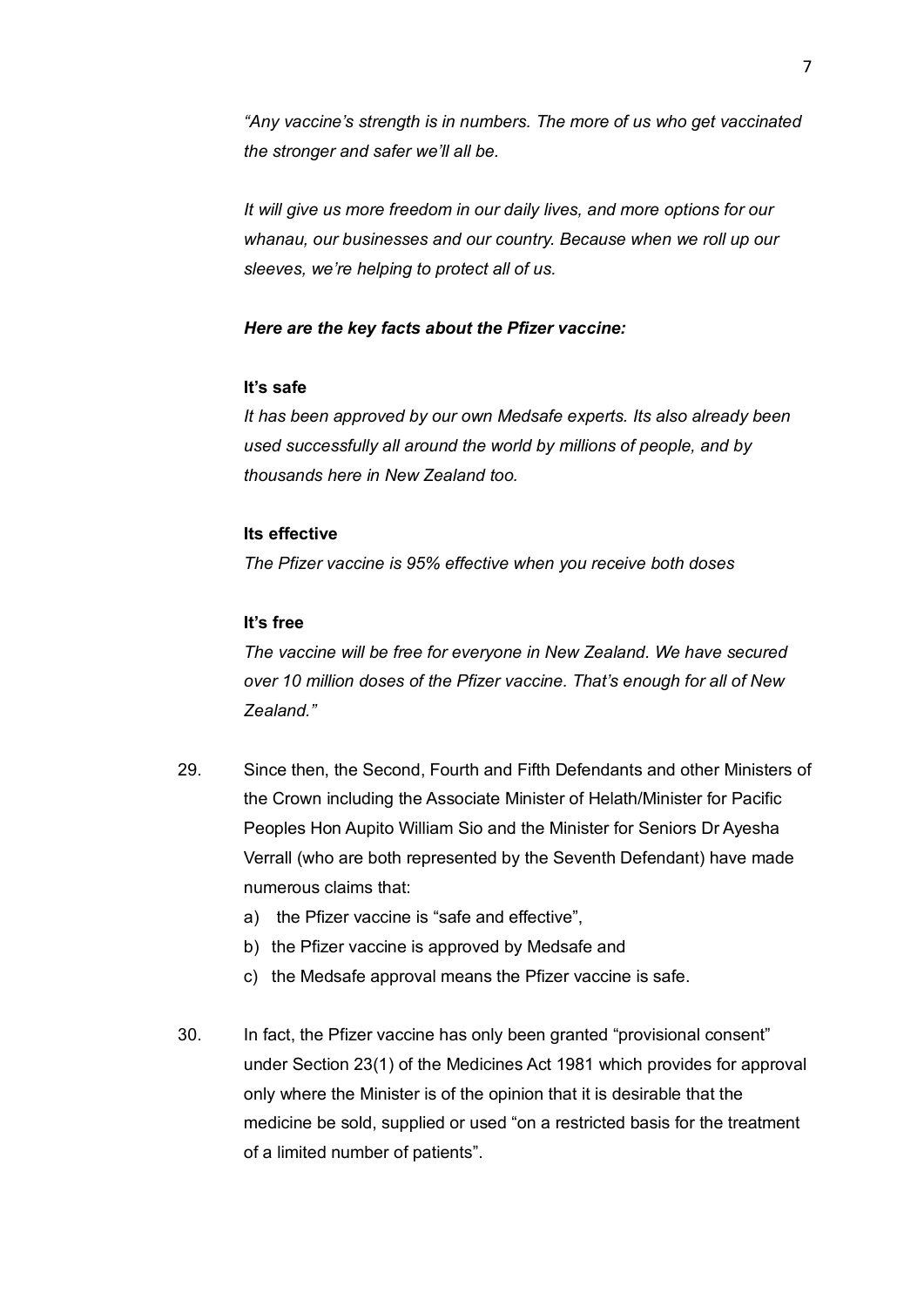*"Any vaccine's strength is in numbers. The more of us who get vaccinated the stronger and safer we'll all be.*

*It will give us more freedom in our daily lives, and more options for our whanau, our businesses and our country. Because when we roll up our sleeves, we're helping to protect all of us.*

***Here are the key facts about the Pfizer vaccine:***

**It's safe**

*It has been approved by our own Medsafe experts. Its also already been used successfully all around the world by millions of people, and by thousands here in New Zealand too.*

**Its effective**

*The Pfizer vaccine is 95% effective when you receive both doses*

**It's free**

*The vaccine will be free for everyone in New Zealand. We have secured over 10 million doses of the Pfizer vaccine. That's enough for all of New Zealand."*

29. Since then, the Second, Fourth and Fifth Defendants and other Ministers of the Crown including the Associate Minister of Helath/Minister for Pacific Peoples Hon Aupito William Sio and the Minister for Seniors Dr Ayesha Verrall (who are both represented by the Seventh Defendant) have made numerous claims that:
    a) the Pfizer vaccine is "safe and effective",
    b) the Pfizer vaccine is approved by Medsafe and
    c) the Medsafe approval means the Pfizer vaccine is safe.

30. In fact, the Pfizer vaccine has only been granted "provisional consent" under Section 23(1) of the Medicines Act 1981 which provides for approval only where the Minister is of the opinion that it is desirable that the medicine be sold, supplied or used "on a restricted basis for the treatment of a limited number of patients".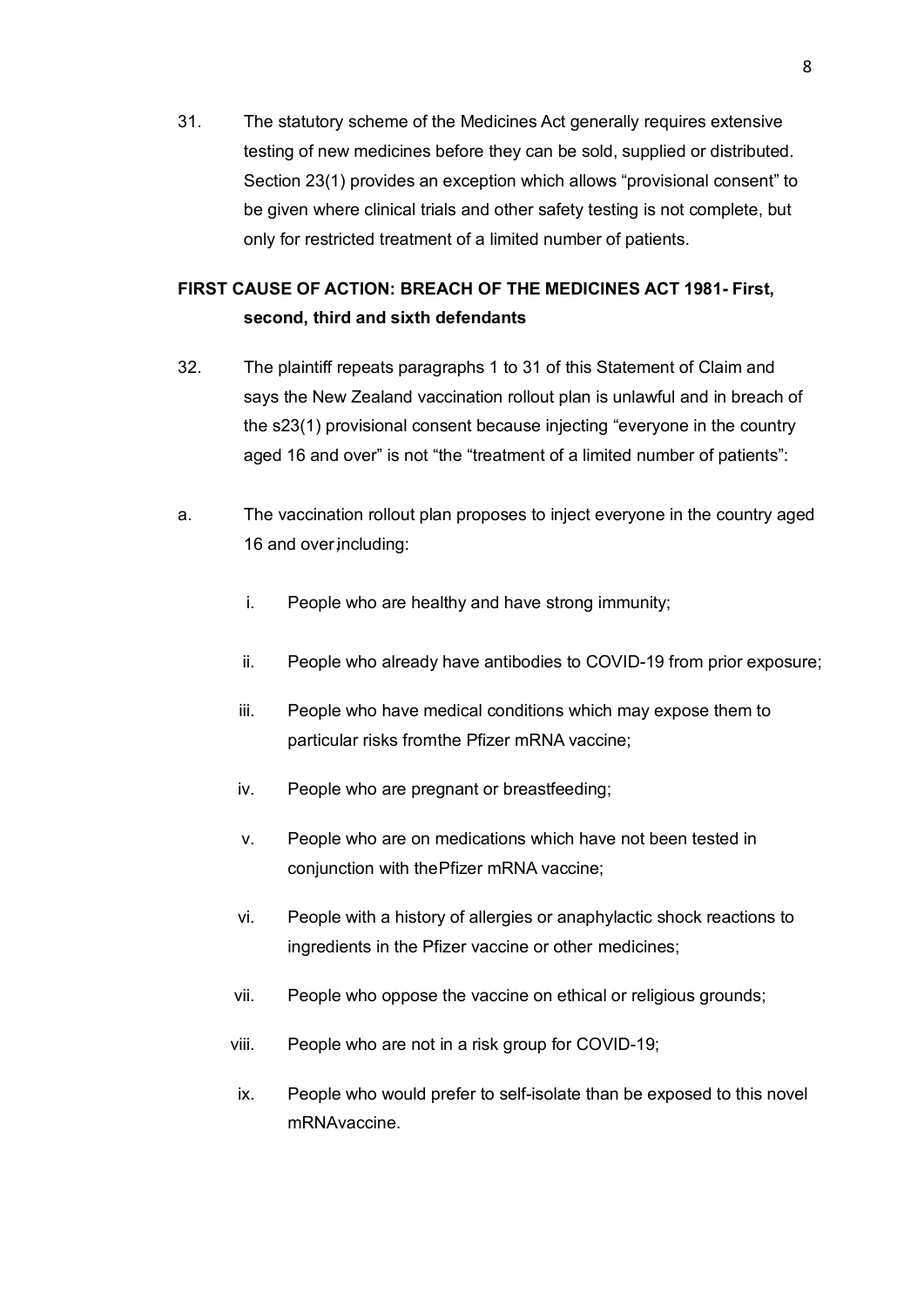31. The statutory scheme of the Medicines Act generally requires extensive testing of new medicines before they can be sold, supplied or distributed. Section 23(1) provides an exception which allows "provisional consent" to be given where clinical trials and other safety testing is not complete, but only for restricted treatment of a limited number of patients.

**FIRST CAUSE OF ACTION: BREACH OF THE MEDICINES ACT 1981- First, second, third and sixth defendants**

32. The plaintiff repeats paragraphs 1 to 31 of this Statement of Claim and says the New Zealand vaccination rollout plan is unlawful and in breach of the s23(1) provisional consent because injecting "everyone in the country aged 16 and over" is not "the "treatment of a limited number of patients":

a. The vaccination rollout plan proposes to inject everyone in the country aged 16 and over, including:

   i. People who are healthy and have strong immunity;

   ii. People who already have antibodies to COVID-19 from prior exposure;

   iii. People who have medical conditions which may expose them to particular risks fromthe Pfizer mRNA vaccine;

   iv. People who are pregnant or breastfeeding;

   v. People who are on medications which have not been tested in conjunction with thePfizer mRNA vaccine;

   vi. People with a history of allergies or anaphylactic shock reactions to ingredients in the Pfizer vaccine or other medicines;

   vii. People who oppose the vaccine on ethical or religious grounds;

   viii. People who are not in a risk group for COVID-19;

   ix. People who would prefer to self-isolate than be exposed to this novel mRNAvaccine.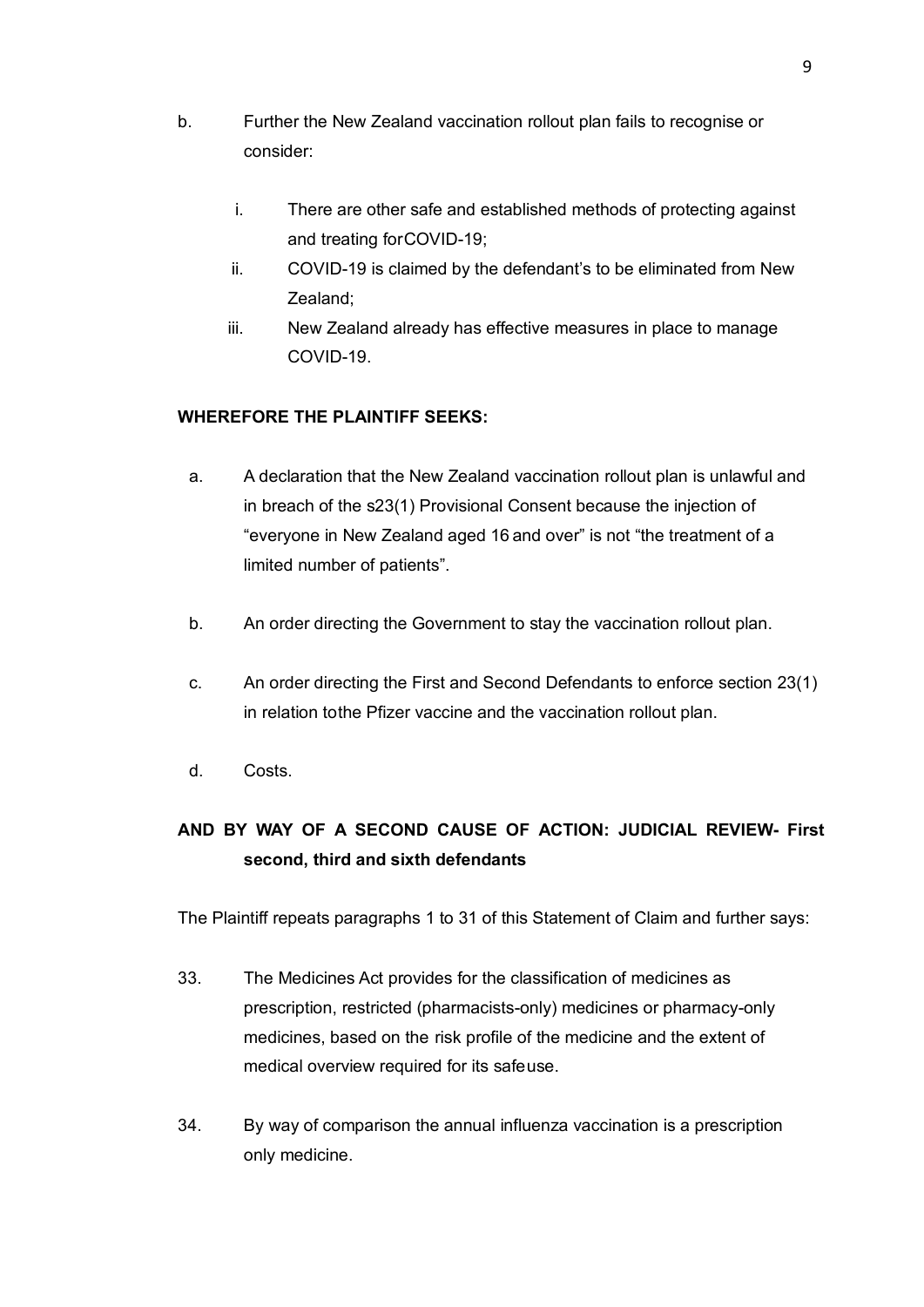b. Further the New Zealand vaccination rollout plan fails to recognise or consider:

   i. There are other safe and established methods of protecting against and treating forCOVID-19;

   ii. COVID-19 is claimed by the defendant's to be eliminated from New Zealand;

   iii. New Zealand already has effective measures in place to manage COVID-19.

**WHEREFORE THE PLAINTIFF SEEKS:**

a. A declaration that the New Zealand vaccination rollout plan is unlawful and in breach of the s23(1) Provisional Consent because the injection of "everyone in New Zealand aged 16 and over" is not "the treatment of a limited number of patients".

b. An order directing the Government to stay the vaccination rollout plan.

c. An order directing the First and Second Defendants to enforce section 23(1) in relation tothe Pfizer vaccine and the vaccination rollout plan.

d. Costs.

**AND BY WAY OF A SECOND CAUSE OF ACTION: JUDICIAL REVIEW- First second, third and sixth defendants**

The Plaintiff repeats paragraphs 1 to 31 of this Statement of Claim and further says:

33. The Medicines Act provides for the classification of medicines as prescription, restricted (pharmacists-only) medicines or pharmacy-only medicines, based on the risk profile of the medicine and the extent of medical overview required for its safeuse.

34. By way of comparison the annual influenza vaccination is a prescription only medicine.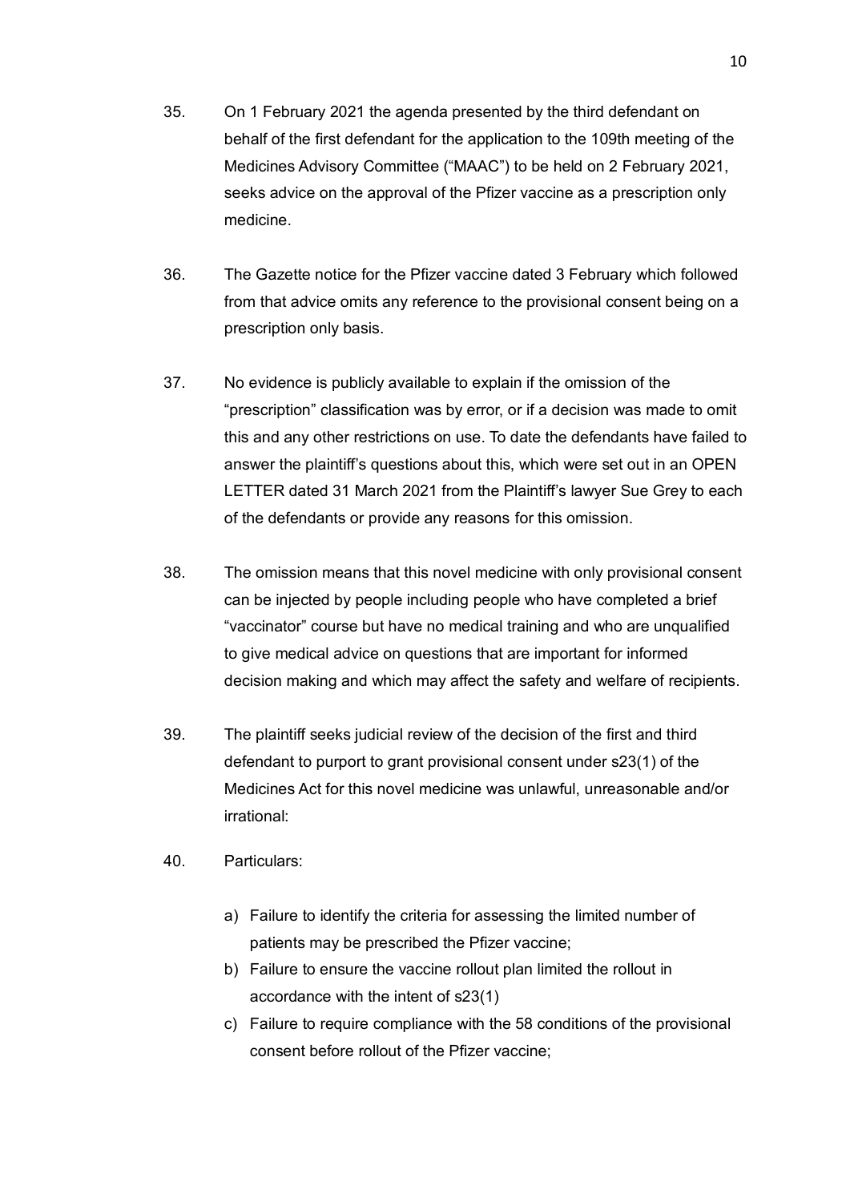35. On 1 February 2021 the agenda presented by the third defendant on behalf of the first defendant for the application to the 109th meeting of the Medicines Advisory Committee ("MAAC") to be held on 2 February 2021, seeks advice on the approval of the Pfizer vaccine as a prescription only medicine.

36. The Gazette notice for the Pfizer vaccine dated 3 February which followed from that advice omits any reference to the provisional consent being on a prescription only basis.

37. No evidence is publicly available to explain if the omission of the "prescription" classification was by error, or if a decision was made to omit this and any other restrictions on use. To date the defendants have failed to answer the plaintiff's questions about this, which were set out in an OPEN LETTER dated 31 March 2021 from the Plaintiff's lawyer Sue Grey to each of the defendants or provide any reasons for this omission.

38. The omission means that this novel medicine with only provisional consent can be injected by people including people who have completed a brief "vaccinator" course but have no medical training and who are unqualified to give medical advice on questions that are important for informed decision making and which may affect the safety and welfare of recipients.

39. The plaintiff seeks judicial review of the decision of the first and third defendant to purport to grant provisional consent under s23(1) of the Medicines Act for this novel medicine was unlawful, unreasonable and/or irrational:

40. Particulars:

    a) Failure to identify the criteria for assessing the limited number of patients may be prescribed the Pfizer vaccine;
    b) Failure to ensure the vaccine rollout plan limited the rollout in accordance with the intent of s23(1)
    c) Failure to require compliance with the 58 conditions of the provisional consent before rollout of the Pfizer vaccine;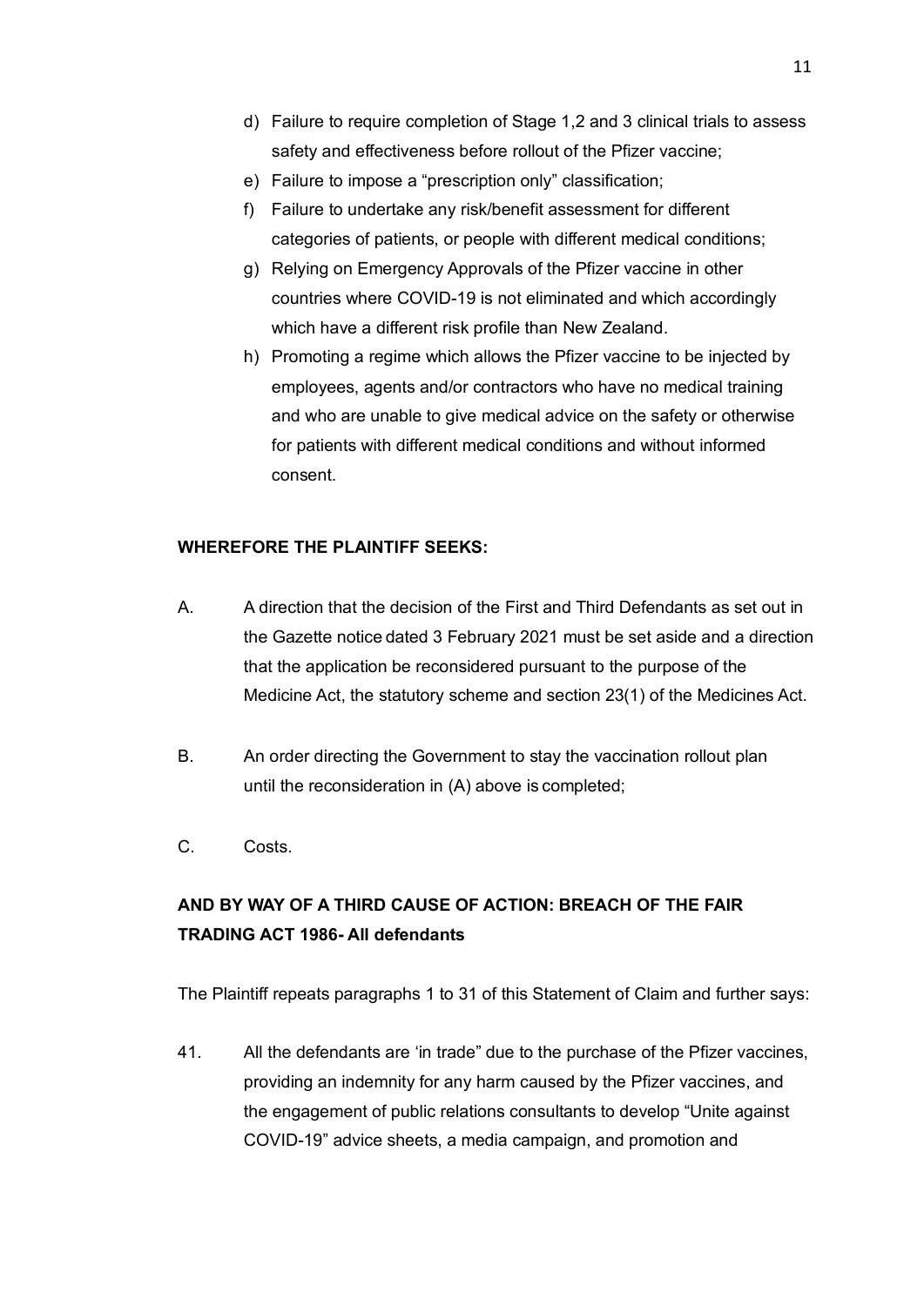d) Failure to require completion of Stage 1,2 and 3 clinical trials to assess safety and effectiveness before rollout of the Pfizer vaccine;

e) Failure to impose a "prescription only" classification;

f) Failure to undertake any risk/benefit assessment for different categories of patients, or people with different medical conditions;

g) Relying on Emergency Approvals of the Pfizer vaccine in other countries where COVID-19 is not eliminated and which accordingly which have a different risk profile than New Zealand.

h) Promoting a regime which allows the Pfizer vaccine to be injected by employees, agents and/or contractors who have no medical training and who are unable to give medical advice on the safety or otherwise for patients with different medical conditions and without informed consent.

**WHEREFORE THE PLAINTIFF SEEKS:**

A. A direction that the decision of the First and Third Defendants as set out in the Gazette notice dated 3 February 2021 must be set aside and a direction that the application be reconsidered pursuant to the purpose of the Medicine Act, the statutory scheme and section 23(1) of the Medicines Act.

B. An order directing the Government to stay the vaccination rollout plan until the reconsideration in (A) above is completed;

C. Costs.

**AND BY WAY OF A THIRD CAUSE OF ACTION: BREACH OF THE FAIR TRADING ACT 1986- All defendants**

The Plaintiff repeats paragraphs 1 to 31 of this Statement of Claim and further says:

41. All the defendants are 'in trade" due to the purchase of the Pfizer vaccines, providing an indemnity for any harm caused by the Pfizer vaccines, and the engagement of public relations consultants to develop "Unite against COVID-19" advice sheets, a media campaign, and promotion and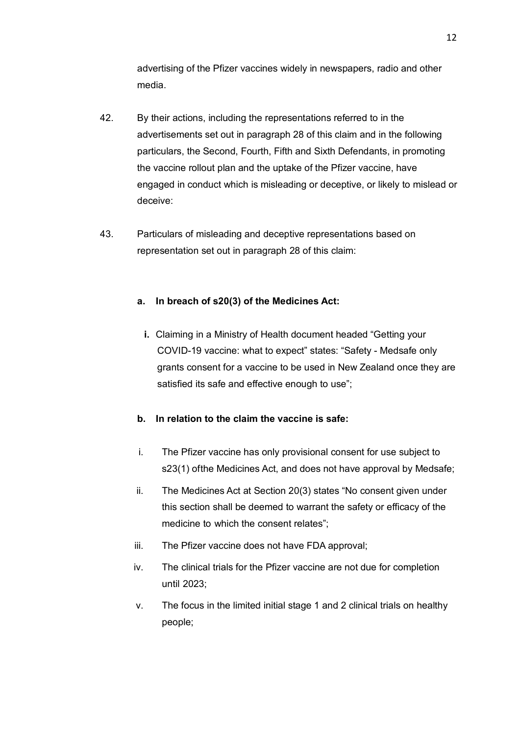advertising of the Pfizer vaccines widely in newspapers, radio and other media.

42. By their actions, including the representations referred to in the advertisements set out in paragraph 28 of this claim and in the following particulars, the Second, Fourth, Fifth and Sixth Defendants, in promoting the vaccine rollout plan and the uptake of the Pfizer vaccine, have engaged in conduct which is misleading or deceptive, or likely to mislead or deceive:

43. Particulars of misleading and deceptive representations based on representation set out in paragraph 28 of this claim:

   **a. In breach of s20(3) of the Medicines Act:**

   **i.** Claiming in a Ministry of Health document headed "Getting your COVID-19 vaccine: what to expect" states: "Safety - Medsafe only grants consent for a vaccine to be used in New Zealand once they are satisfied its safe and effective enough to use";

   **b. In relation to the claim the vaccine is safe:**

   i. The Pfizer vaccine has only provisional consent for use subject to s23(1) ofthe Medicines Act, and does not have approval by Medsafe;

   ii. The Medicines Act at Section 20(3) states "No consent given under this section shall be deemed to warrant the safety or efficacy of the medicine to which the consent relates";

   iii. The Pfizer vaccine does not have FDA approval;

   iv. The clinical trials for the Pfizer vaccine are not due for completion until 2023;

   v. The focus in the limited initial stage 1 and 2 clinical trials on healthy people;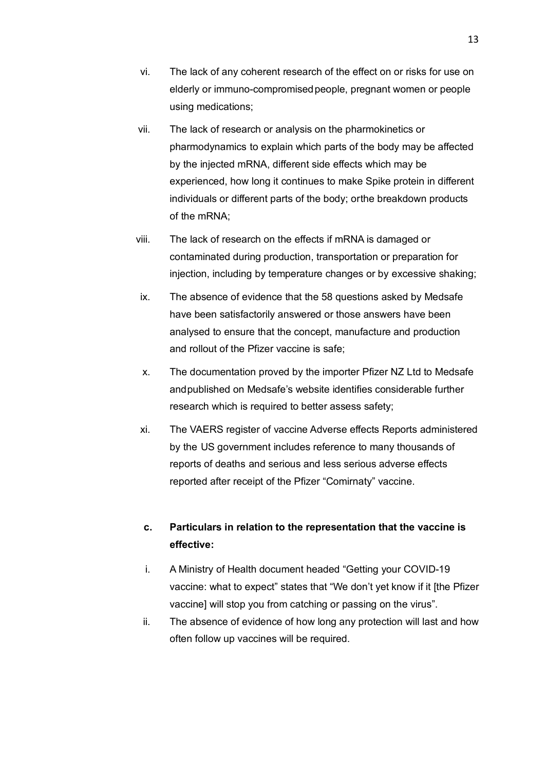vi. The lack of any coherent research of the effect on or risks for use on elderly or immuno-compromised people, pregnant women or people using medications;

vii. The lack of research or analysis on the pharmokinetics or pharmodynamics to explain which parts of the body may be affected by the injected mRNA, different side effects which may be experienced, how long it continues to make Spike protein in different individuals or different parts of the body; or the breakdown products of the mRNA;

viii. The lack of research on the effects if mRNA is damaged or contaminated during production, transportation or preparation for injection, including by temperature changes or by excessive shaking;

ix. The absence of evidence that the 58 questions asked by Medsafe have been satisfactorily answered or those answers have been analysed to ensure that the concept, manufacture and production and rollout of the Pfizer vaccine is safe;

x. The documentation proved by the importer Pfizer NZ Ltd to Medsafe and published on Medsafe's website identifies considerable further research which is required to better assess safety;

xi. The VAERS register of vaccine Adverse effects Reports administered by the US government includes reference to many thousands of reports of deaths and serious and less serious adverse effects reported after receipt of the Pfizer "Comirnaty" vaccine.

**c. Particulars in relation to the representation that the vaccine is effective:**

i. A Ministry of Health document headed "Getting your COVID-19 vaccine: what to expect" states that "We don't yet know if it [the Pfizer vaccine] will stop you from catching or passing on the virus".

ii. The absence of evidence of how long any protection will last and how often follow up vaccines will be required.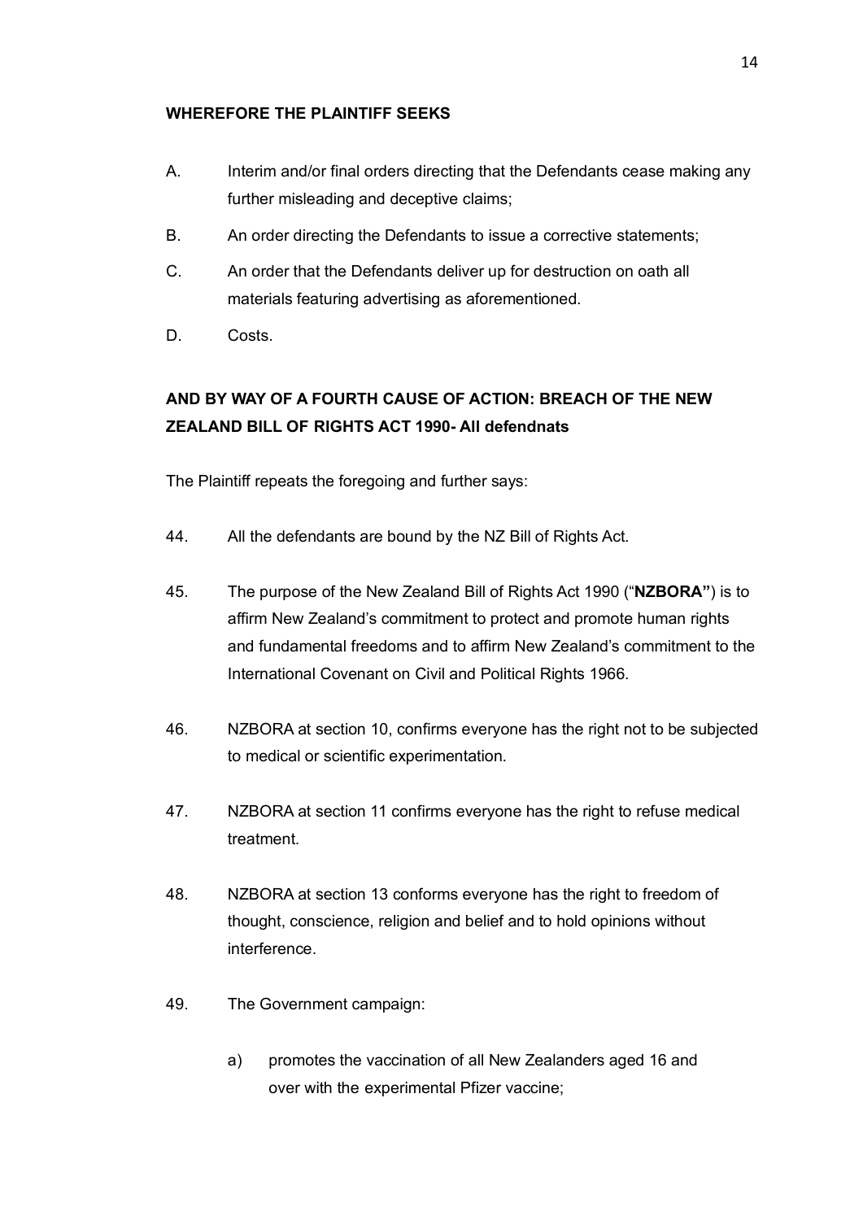**WHEREFORE THE PLAINTIFF SEEKS**

A. Interim and/or final orders directing that the Defendants cease making any further misleading and deceptive claims;

B. An order directing the Defendants to issue a corrective statements;

C. An order that the Defendants deliver up for destruction on oath all materials featuring advertising as aforementioned.

D. Costs.

**AND BY WAY OF A FOURTH CAUSE OF ACTION: BREACH OF THE NEW ZEALAND BILL OF RIGHTS ACT 1990- All defendnats**

The Plaintiff repeats the foregoing and further says:

44. All the defendants are bound by the NZ Bill of Rights Act.

45. The purpose of the New Zealand Bill of Rights Act 1990 ("**NZBORA"**) is to affirm New Zealand's commitment to protect and promote human rights and fundamental freedoms and to affirm New Zealand's commitment to the International Covenant on Civil and Political Rights 1966.

46. NZBORA at section 10, confirms everyone has the right not to be subjected to medical or scientific experimentation.

47. NZBORA at section 11 confirms everyone has the right to refuse medical treatment.

48. NZBORA at section 13 conforms everyone has the right to freedom of thought, conscience, religion and belief and to hold opinions without interference.

49. The Government campaign:

    a) promotes the vaccination of all New Zealanders aged 16 and over with the experimental Pfizer vaccine;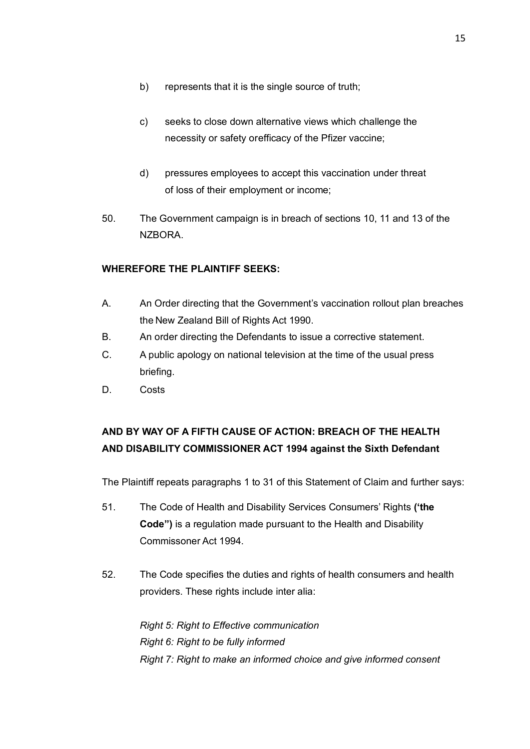b) represents that it is the single source of truth;

c) seeks to close down alternative views which challenge the necessity or safety orefficacy of the Pfizer vaccine;

d) pressures employees to accept this vaccination under threat of loss of their employment or income;

50. The Government campaign is in breach of sections 10, 11 and 13 of the NZBORA.

**WHEREFORE THE PLAINTIFF SEEKS:**

A. An Order directing that the Government's vaccination rollout plan breaches the New Zealand Bill of Rights Act 1990.

B. An order directing the Defendants to issue a corrective statement.

C. A public apology on national television at the time of the usual press briefing.

D. Costs

**AND BY WAY OF A FIFTH CAUSE OF ACTION: BREACH OF THE HEALTH AND DISABILITY COMMISSIONER ACT 1994 against the Sixth Defendant**

The Plaintiff repeats paragraphs 1 to 31 of this Statement of Claim and further says:

51. The Code of Health and Disability Services Consumers' Rights **('the Code")** is a regulation made pursuant to the Health and Disability Commissoner Act 1994.

52. The Code specifies the duties and rights of health consumers and health providers. These rights include inter alia:

*Right 5: Right to Effective communication*
*Right 6: Right to be fully informed*
*Right 7: Right to make an informed choice and give informed consent*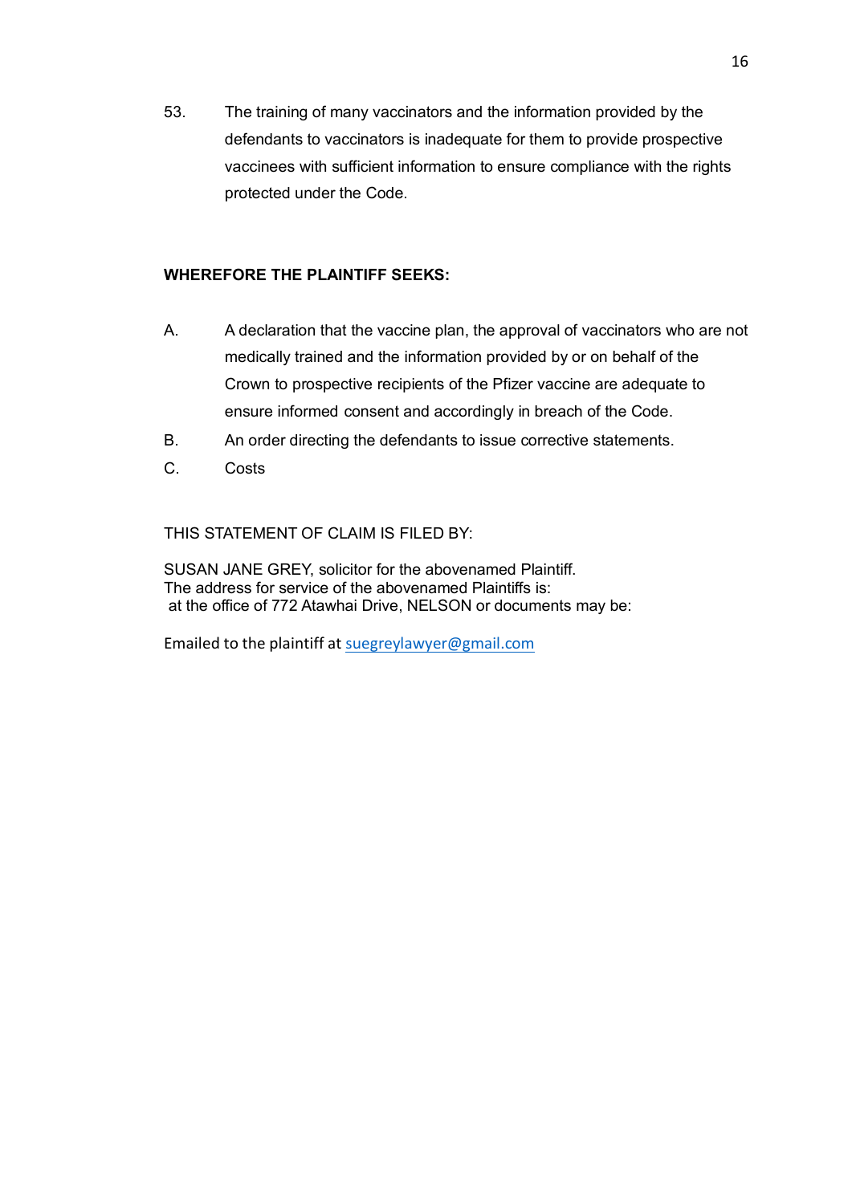53. The training of many vaccinators and the information provided by the defendants to vaccinators is inadequate for them to provide prospective vaccinees with sufficient information to ensure compliance with the rights protected under the Code.

**WHEREFORE THE PLAINTIFF SEEKS:**

A. A declaration that the vaccine plan, the approval of vaccinators who are not medically trained and the information provided by or on behalf of the Crown to prospective recipients of the Pfizer vaccine are adequate to ensure informed consent and accordingly in breach of the Code.

B. An order directing the defendants to issue corrective statements.

C. Costs

THIS STATEMENT OF CLAIM IS FILED BY:

SUSAN JANE GREY, solicitor for the abovenamed Plaintiff.
The address for service of the abovenamed Plaintiffs is:
at the office of 772 Atawhai Drive, NELSON or documents may be:

Emailed to the plaintiff at suegreylawyer@gmail.com